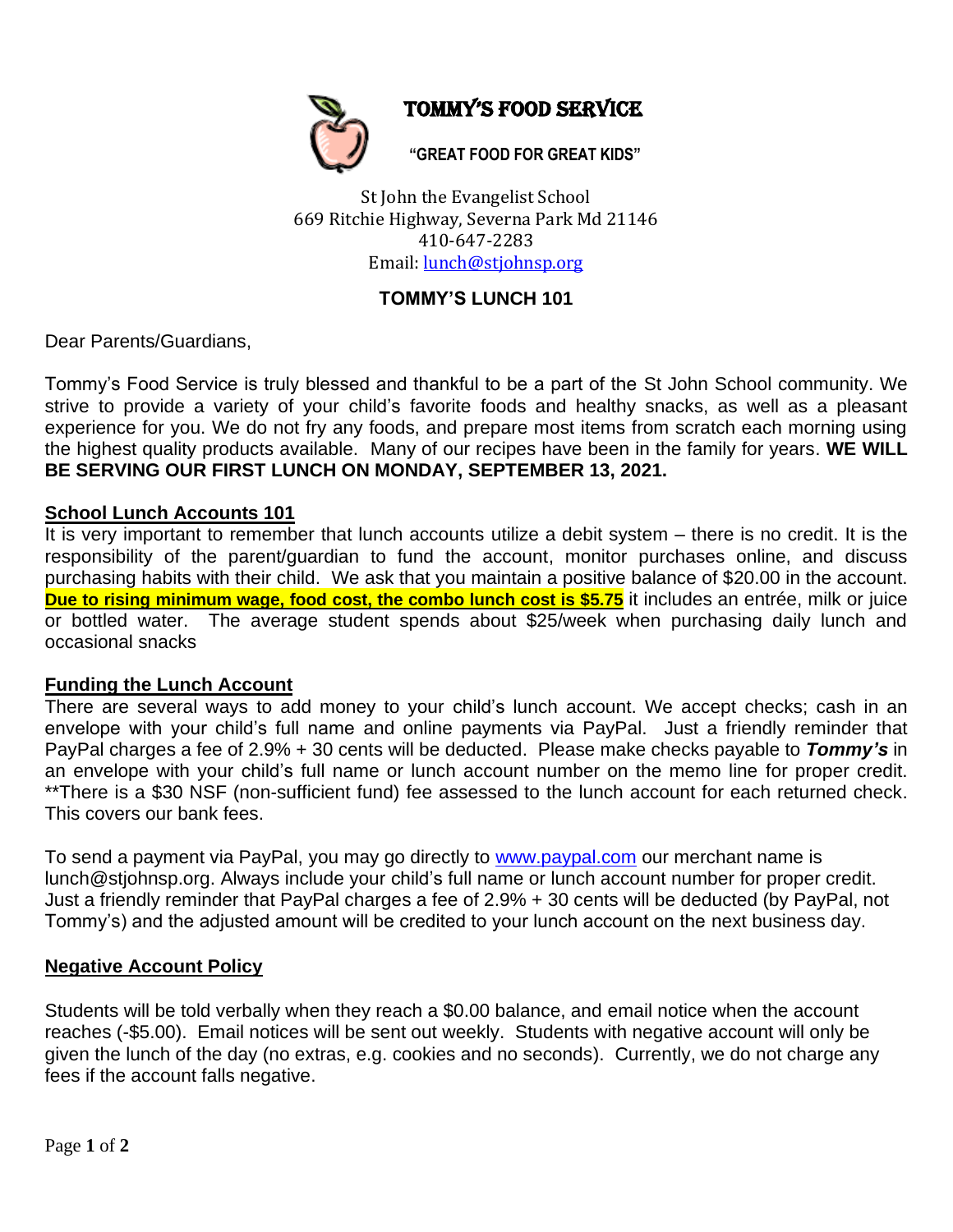# TOMMY'S FOOD SERVICE

**"GREAT FOOD FOR GREAT KIDS"**

St John the Evangelist School
669 Ritchie Highway, Severna Park Md 21146
410-647-2283
Email: lunch@stjohnsp.org

## TOMMY'S LUNCH 101

Dear Parents/Guardians,

Tommy's Food Service is truly blessed and thankful to be a part of the St John School community. We strive to provide a variety of your child's favorite foods and healthy snacks, as well as a pleasant experience for you. We do not fry any foods, and prepare most items from scratch each morning using the highest quality products available. Many of our recipes have been in the family for years. **WE WILL BE SERVING OUR FIRST LUNCH ON MONDAY, SEPTEMBER 13, 2021.**

### School Lunch Accounts 101

It is very important to remember that lunch accounts utilize a debit system – there is no credit. It is the responsibility of the parent/guardian to fund the account, monitor purchases online, and discuss purchasing habits with their child. We ask that you maintain a positive balance of $20.00 in the account. **Due to rising minimum wage, food cost, the combo lunch cost is $5.75** it includes an entrée, milk or juice or bottled water. The average student spends about $25/week when purchasing daily lunch and occasional snacks

### Funding the Lunch Account

There are several ways to add money to your child's lunch account. We accept checks; cash in an envelope with your child's full name and online payments via PayPal. Just a friendly reminder that PayPal charges a fee of 2.9% + 30 cents will be deducted. Please make checks payable to ***Tommy's*** in an envelope with your child's full name or lunch account number on the memo line for proper credit. **There is a $30 NSF (non-sufficient fund) fee assessed to the lunch account for each returned check. This covers our bank fees.

To send a payment via PayPal, you may go directly to www.paypal.com our merchant name is lunch@stjohnsp.org. Always include your child's full name or lunch account number for proper credit. Just a friendly reminder that PayPal charges a fee of 2.9% + 30 cents will be deducted (by PayPal, not Tommy's) and the adjusted amount will be credited to your lunch account on the next business day.

### Negative Account Policy

Students will be told verbally when they reach a $0.00 balance, and email notice when the account reaches (-$5.00). Email notices will be sent out weekly. Students with negative account will only be given the lunch of the day (no extras, e.g. cookies and no seconds). Currently, we do not charge any fees if the account falls negative.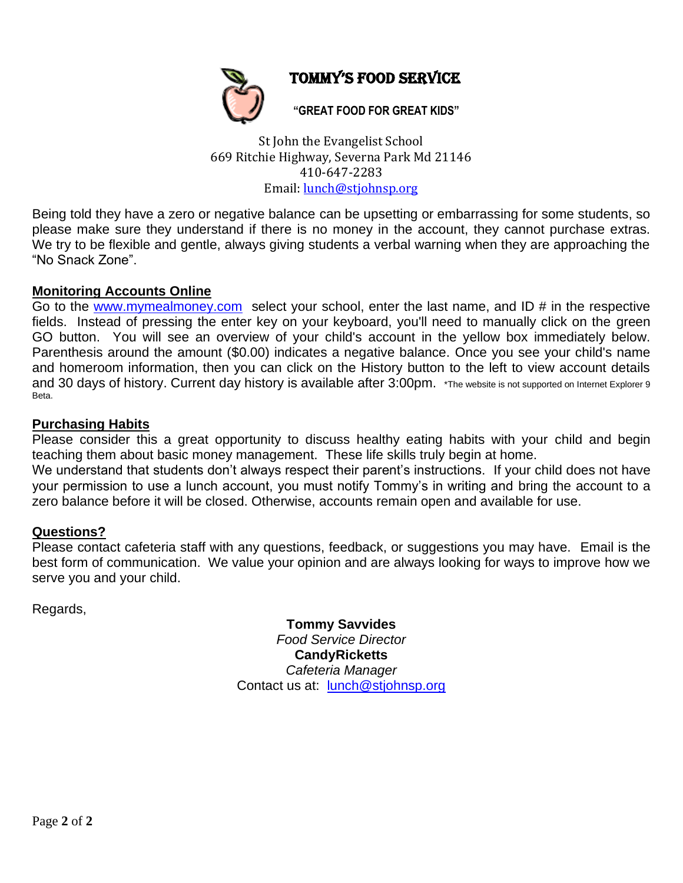# TOMMY'S FOOD SERVICE

**"GREAT FOOD FOR GREAT KIDS"**

St John the Evangelist School
669 Ritchie Highway, Severna Park Md 21146
410-647-2283
Email: lunch@stjohnsp.org

Being told they have a zero or negative balance can be upsetting or embarrassing for some students, so please make sure they understand if there is no money in the account, they cannot purchase extras. We try to be flexible and gentle, always giving students a verbal warning when they are approaching the "No Snack Zone".

## Monitoring Accounts Online

Go to the www.mymealmoney.com select your school, enter the last name, and ID # in the respective fields. Instead of pressing the enter key on your keyboard, you'll need to manually click on the green GO button. You will see an overview of your child's account in the yellow box immediately below. Parenthesis around the amount ($0.00) indicates a negative balance. Once you see your child's name and homeroom information, then you can click on the History button to the left to view account details and 30 days of history. Current day history is available after 3:00pm. *The website is not supported on Internet Explorer 9 Beta.

## Purchasing Habits

Please consider this a great opportunity to discuss healthy eating habits with your child and begin teaching them about basic money management. These life skills truly begin at home.
We understand that students don't always respect their parent's instructions. If your child does not have your permission to use a lunch account, you must notify Tommy's in writing and bring the account to a zero balance before it will be closed. Otherwise, accounts remain open and available for use.

## Questions?

Please contact cafeteria staff with any questions, feedback, or suggestions you may have. Email is the best form of communication. We value your opinion and are always looking for ways to improve how we serve you and your child.

Regards,

**Tommy Savvides**
*Food Service Director*
**CandyRicketts**
*Cafeteria Manager*
Contact us at: lunch@stjohnsp.org